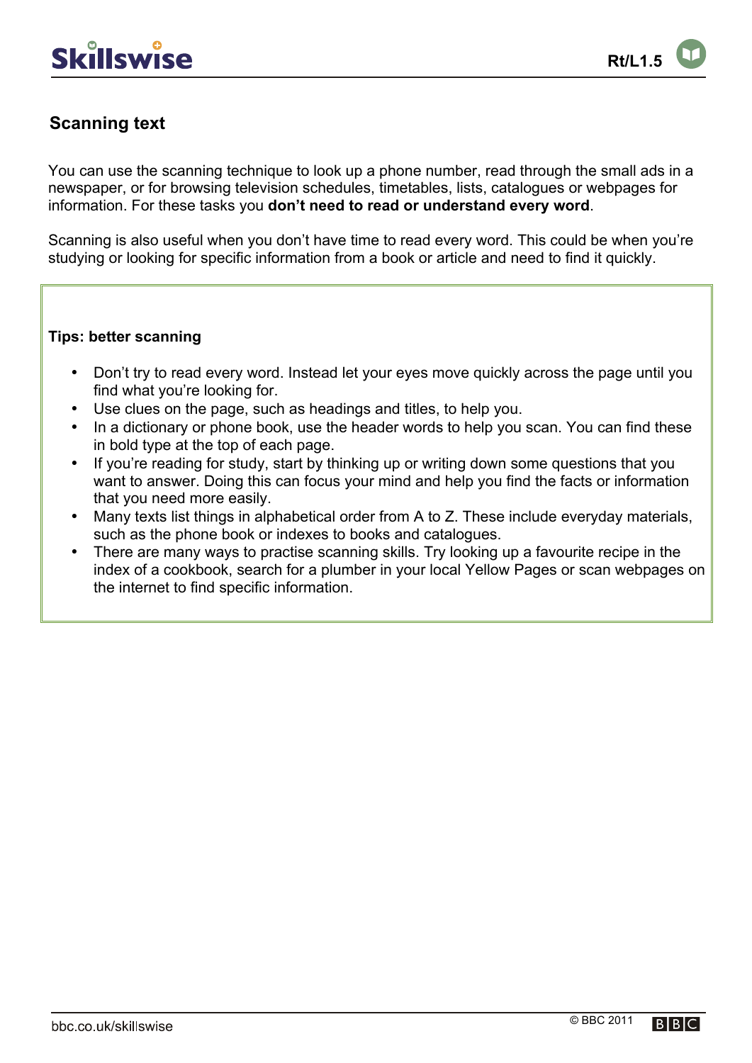## Scanning text

You can use the scanning technique to look up a phone number, read through the small ads in a newspaper, or for browsing television schedules, timetables, lists, catalogues or webpages for information. For these tasks you **don't need to read or understand every word**.

Scanning is also useful when you don't have time to read every word. This could be when you're studying or looking for specific information from a book or article and need to find it quickly.

**Tips: better scanning**

- Don't try to read every word. Instead let your eyes move quickly across the page until you find what you're looking for.
- Use clues on the page, such as headings and titles, to help you.
- In a dictionary or phone book, use the header words to help you scan. You can find these in bold type at the top of each page.
- If you're reading for study, start by thinking up or writing down some questions that you want to answer. Doing this can focus your mind and help you find the facts or information that you need more easily.
- Many texts list things in alphabetical order from A to Z. These include everyday materials, such as the phone book or indexes to books and catalogues.
- There are many ways to practise scanning skills. Try looking up a favourite recipe in the index of a cookbook, search for a plumber in your local Yellow Pages or scan webpages on the internet to find specific information.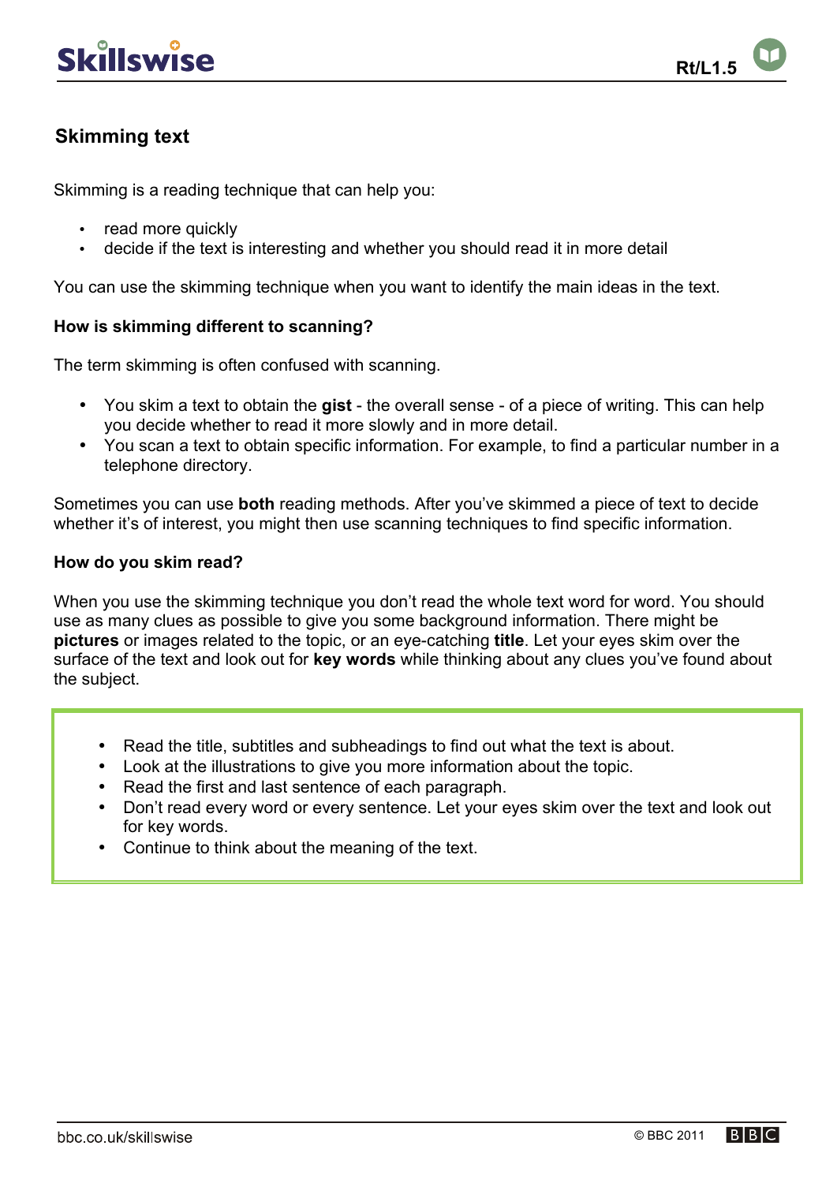## Skimming text

Skimming is a reading technique that can help you:

- read more quickly
- decide if the text is interesting and whether you should read it in more detail

You can use the skimming technique when you want to identify the main ideas in the text.

**How is skimming different to scanning?**

The term skimming is often confused with scanning.

- You skim a text to obtain the **gist** - the overall sense - of a piece of writing. This can help you decide whether to read it more slowly and in more detail.
- You scan a text to obtain specific information. For example, to find a particular number in a telephone directory.

Sometimes you can use **both** reading methods. After you've skimmed a piece of text to decide whether it's of interest, you might then use scanning techniques to find specific information.

**How do you skim read?**

When you use the skimming technique you don't read the whole text word for word. You should use as many clues as possible to give you some background information. There might be **pictures** or images related to the topic, or an eye-catching **title**. Let your eyes skim over the surface of the text and look out for **key words** while thinking about any clues you've found about the subject.

- Read the title, subtitles and subheadings to find out what the text is about.
- Look at the illustrations to give you more information about the topic.
- Read the first and last sentence of each paragraph.
- Don't read every word or every sentence. Let your eyes skim over the text and look out for key words.
- Continue to think about the meaning of the text.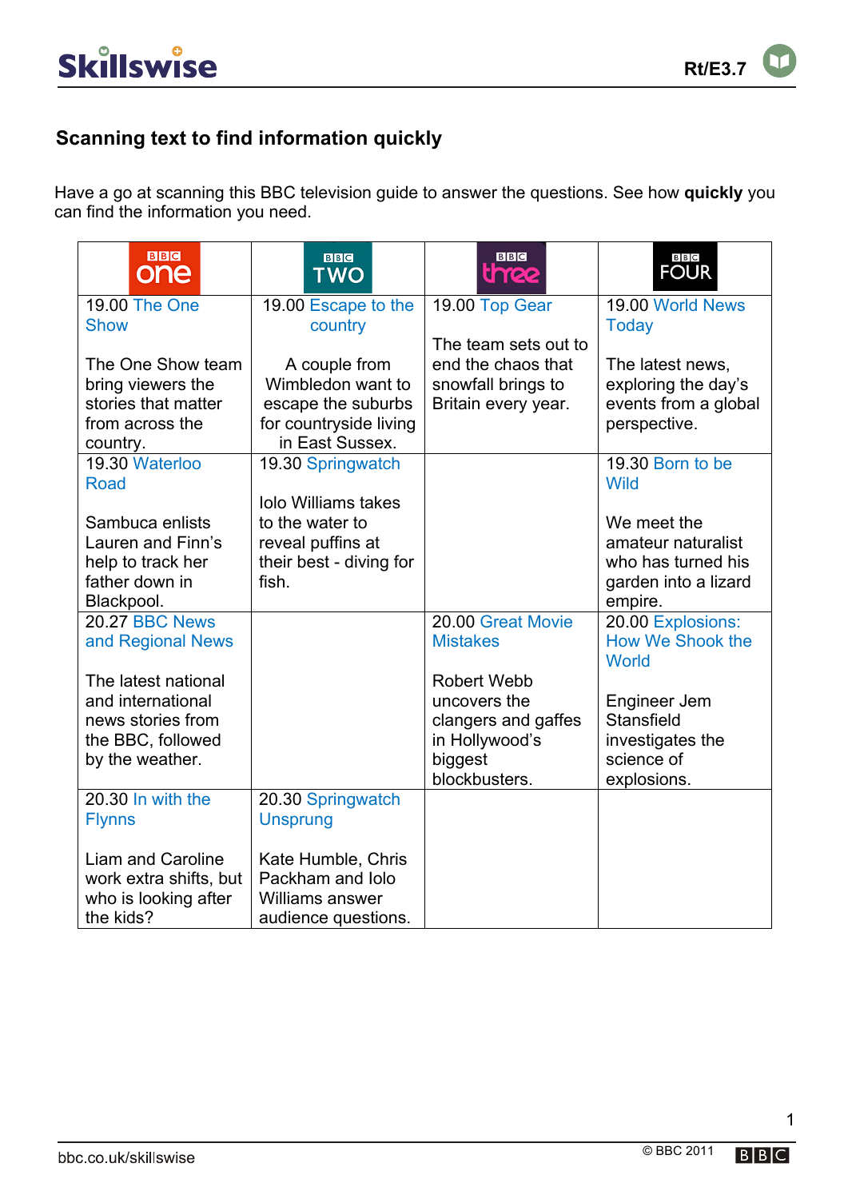### Scanning text to find information quickly

Have a go at scanning this BBC television guide to answer the questions. See how **quickly** you can find the information you need.

| BBC one | BBC TWO | BBC three | BBC FOUR |
|---|---|---|---|
| 19.00 The One Show<br><br>The One Show team bring viewers the stories that matter from across the country. | 19.00 Escape to the country<br><br>A couple from Wimbledon want to escape the suburbs for countryside living in East Sussex. | 19.00 Top Gear<br><br>The team sets out to end the chaos that snowfall brings to Britain every year. | 19.00 World News Today<br><br>The latest news, exploring the day's events from a global perspective. |
| 19.30 Waterloo Road<br><br>Sambuca enlists Lauren and Finn's help to track her father down in Blackpool. | 19.30 Springwatch<br><br>Iolo Williams takes to the water to reveal puffins at their best - diving for fish. | | 19.30 Born to be Wild<br><br>We meet the amateur naturalist who has turned his garden into a lizard empire. |
| 20.27 BBC News and Regional News<br><br>The latest national and international news stories from the BBC, followed by the weather. | | 20.00 Great Movie Mistakes<br><br>Robert Webb uncovers the clangers and gaffes in Hollywood's biggest blockbusters. | 20.00 Explosions: How We Shook the World<br><br>Engineer Jem Stansfield investigates the science of explosions. |
| 20.30 In with the Flynns<br><br>Liam and Caroline work extra shifts, but who is looking after the kids? | 20.30 Springwatch Unsprung<br><br>Kate Humble, Chris Packham and Iolo Williams answer audience questions. | | |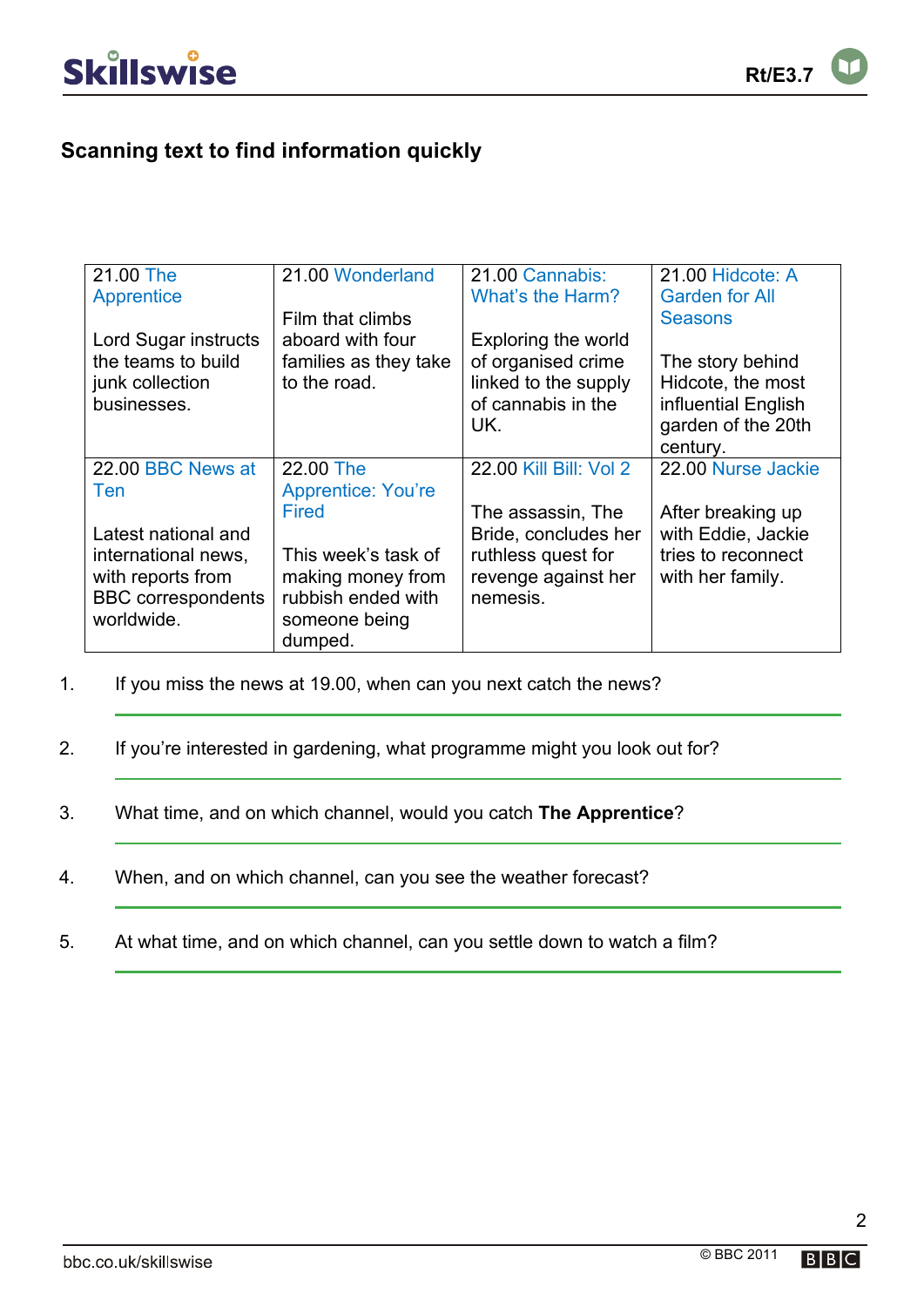## Scanning text to find information quickly

| 21.00 The Apprentice<br><br>Lord Sugar instructs the teams to build junk collection businesses. | 21.00 Wonderland<br><br>Film that climbs aboard with four families as they take to the road. | 21.00 Cannabis: What's the Harm?<br><br>Exploring the world of organised crime linked to the supply of cannabis in the UK. | 21.00 Hidcote: A Garden for All Seasons<br><br>The story behind Hidcote, the most influential English garden of the 20th century. |
|---|---|---|---|
| 22.00 BBC News at Ten<br><br>Latest national and international news, with reports from BBC correspondents worldwide. | 22.00 The Apprentice: You're Fired<br><br>This week's task of making money from rubbish ended with someone being dumped. | 22.00 Kill Bill: Vol 2<br><br>The assassin, The Bride, concludes her ruthless quest for revenge against her nemesis. | 22.00 Nurse Jackie<br><br>After breaking up with Eddie, Jackie tries to reconnect with her family. |

1. If you miss the news at 19.00, when can you next catch the news?

2. If you're interested in gardening, what programme might you look out for?

3. What time, and on which channel, would you catch **The Apprentice**?

4. When, and on which channel, can you see the weather forecast?

5. At what time, and on which channel, can you settle down to watch a film?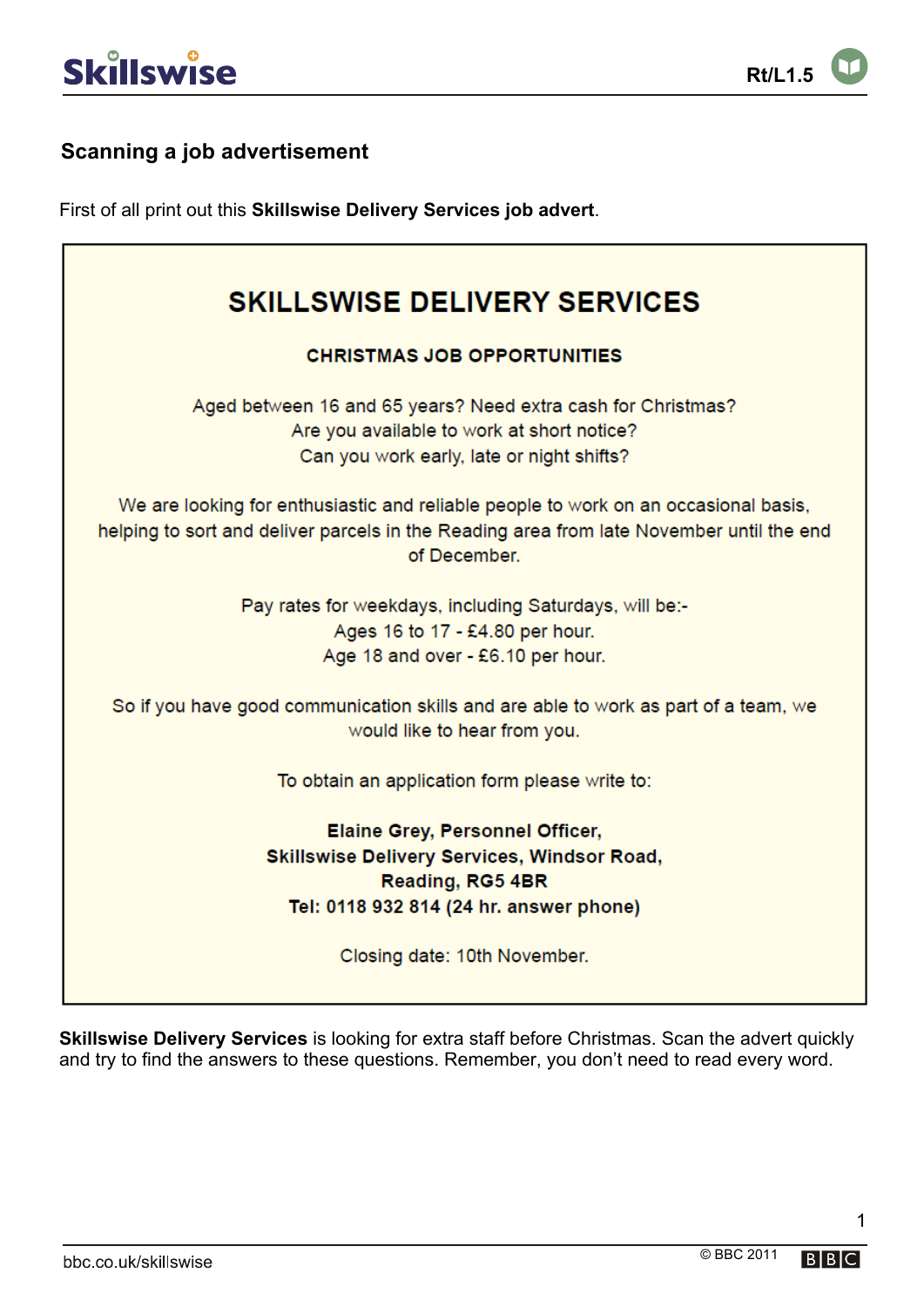## Scanning a job advertisement

First of all print out this **Skillswise Delivery Services job advert**.

# SKILLSWISE DELIVERY SERVICES

**CHRISTMAS JOB OPPORTUNITIES**

Aged between 16 and 65 years? Need extra cash for Christmas?
Are you available to work at short notice?
Can you work early, late or night shifts?

We are looking for enthusiastic and reliable people to work on an occasional basis, helping to sort and deliver parcels in the Reading area from late November until the end of December.

Pay rates for weekdays, including Saturdays, will be:-
Ages 16 to 17 - £4.80 per hour.
Age 18 and over - £6.10 per hour.

So if you have good communication skills and are able to work as part of a team, we would like to hear from you.

To obtain an application form please write to:

**Elaine Grey, Personnel Officer,**
**Skillswise Delivery Services, Windsor Road,**
**Reading, RG5 4BR**
**Tel: 0118 932 814 (24 hr. answer phone)**

Closing date: 10th November.

**Skillswise Delivery Services** is looking for extra staff before Christmas. Scan the advert quickly and try to find the answers to these questions. Remember, you don't need to read every word.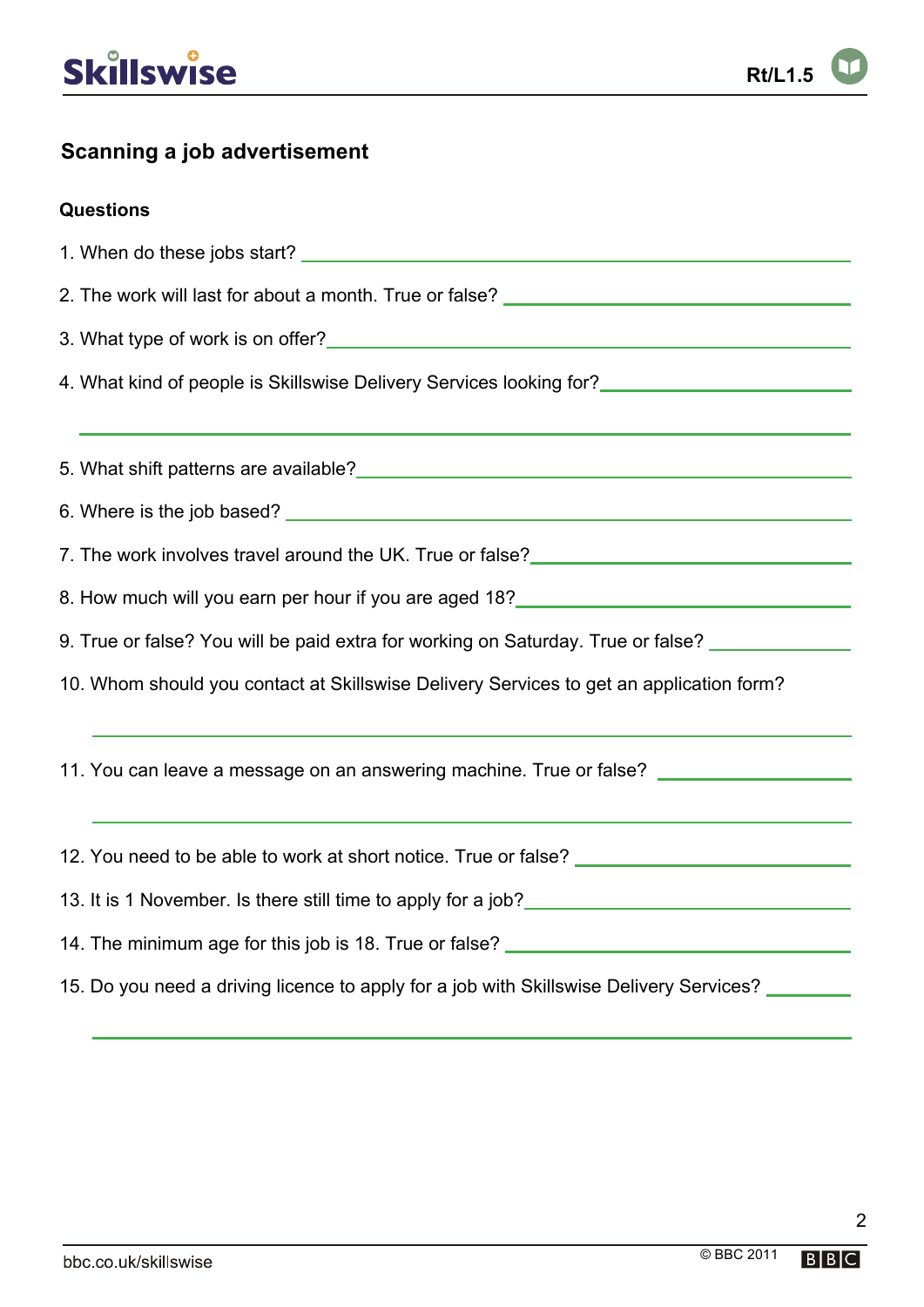## Scanning a job advertisement

**Questions**

1. When do these jobs start? \_\_\_\_\_\_\_\_\_\_\_\_\_\_\_\_\_\_\_\_

2. The work will last for about a month. True or false? \_\_\_\_\_\_\_\_\_\_\_\_\_\_\_\_\_\_\_\_

3. What type of work is on offer? \_\_\_\_\_\_\_\_\_\_\_\_\_\_\_\_\_\_\_\_

4. What kind of people is Skillswise Delivery Services looking for? \_\_\_\_\_\_\_\_\_\_\_\_\_\_\_\_\_\_\_\_

5. What shift patterns are available? \_\_\_\_\_\_\_\_\_\_\_\_\_\_\_\_\_\_\_\_

6. Where is the job based? \_\_\_\_\_\_\_\_\_\_\_\_\_\_\_\_\_\_\_\_

7. The work involves travel around the UK. True or false? \_\_\_\_\_\_\_\_\_\_\_\_\_\_\_\_\_\_\_\_

8. How much will you earn per hour if you are aged 18? \_\_\_\_\_\_\_\_\_\_\_\_\_\_\_\_\_\_\_\_

9. True or false? You will be paid extra for working on Saturday. True or false? \_\_\_\_\_\_\_\_\_\_\_\_\_\_\_\_\_\_\_\_

10. Whom should you contact at Skillswise Delivery Services to get an application form? \_\_\_\_\_\_\_\_\_\_\_\_\_\_\_\_\_\_\_\_

11. You can leave a message on an answering machine. True or false? \_\_\_\_\_\_\_\_\_\_\_\_\_\_\_\_\_\_\_\_

12. You need to be able to work at short notice. True or false? \_\_\_\_\_\_\_\_\_\_\_\_\_\_\_\_\_\_\_\_

13. It is 1 November. Is there still time to apply for a job? \_\_\_\_\_\_\_\_\_\_\_\_\_\_\_\_\_\_\_\_

14. The minimum age for this job is 18. True or false? \_\_\_\_\_\_\_\_\_\_\_\_\_\_\_\_\_\_\_\_

15. Do you need a driving licence to apply for a job with Skillswise Delivery Services? \_\_\_\_\_\_\_\_\_\_\_\_\_\_\_\_\_\_\_\_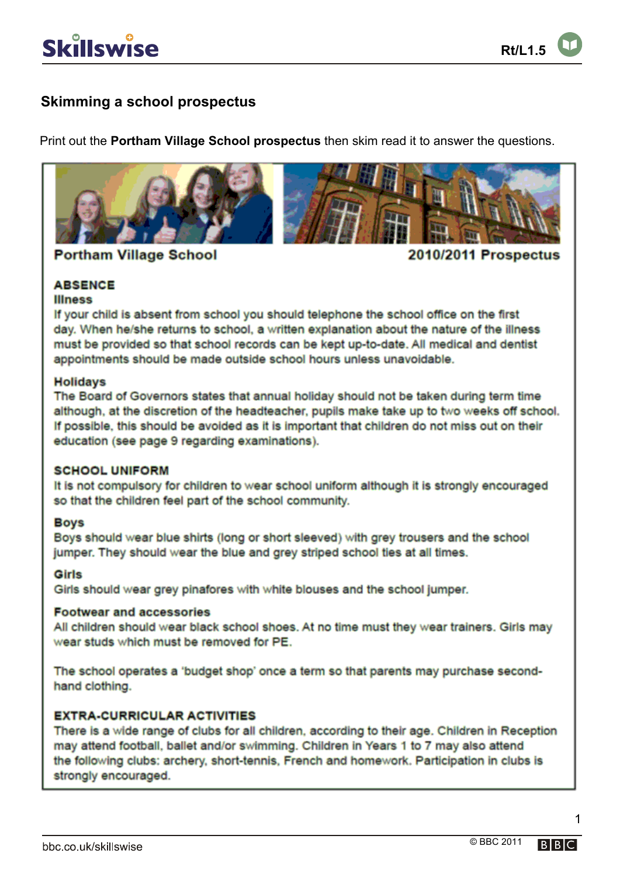# Skimming a school prospectus

Print out the **Portham Village School prospectus** then skim read it to answer the questions.

**Portham Village School** **2010/2011 Prospectus**

## ABSENCE

### Illness

If your child is absent from school you should telephone the school office on the first day. When he/she returns to school, a written explanation about the nature of the illness must be provided so that school records can be kept up-to-date. All medical and dentist appointments should be made outside school hours unless unavoidable.

### Holidays

The Board of Governors states that annual holiday should not be taken during term time although, at the discretion of the headteacher, pupils make take up to two weeks off school. If possible, this should be avoided as it is important that children do not miss out on their education (see page 9 regarding examinations).

## SCHOOL UNIFORM

It is not compulsory for children to wear school uniform although it is strongly encouraged so that the children feel part of the school community.

### Boys

Boys should wear blue shirts (long or short sleeved) with grey trousers and the school jumper. They should wear the blue and grey striped school ties at all times.

### Girls

Girls should wear grey pinafores with white blouses and the school jumper.

### Footwear and accessories

All children should wear black school shoes. At no time must they wear trainers. Girls may wear studs which must be removed for PE.

The school operates a 'budget shop' once a term so that parents may purchase second-hand clothing.

## EXTRA-CURRICULAR ACTIVITIES

There is a wide range of clubs for all children, according to their age. Children in Reception may attend football, ballet and/or swimming. Children in Years 1 to 7 may also attend the following clubs: archery, short-tennis, French and homework. Participation in clubs is strongly encouraged.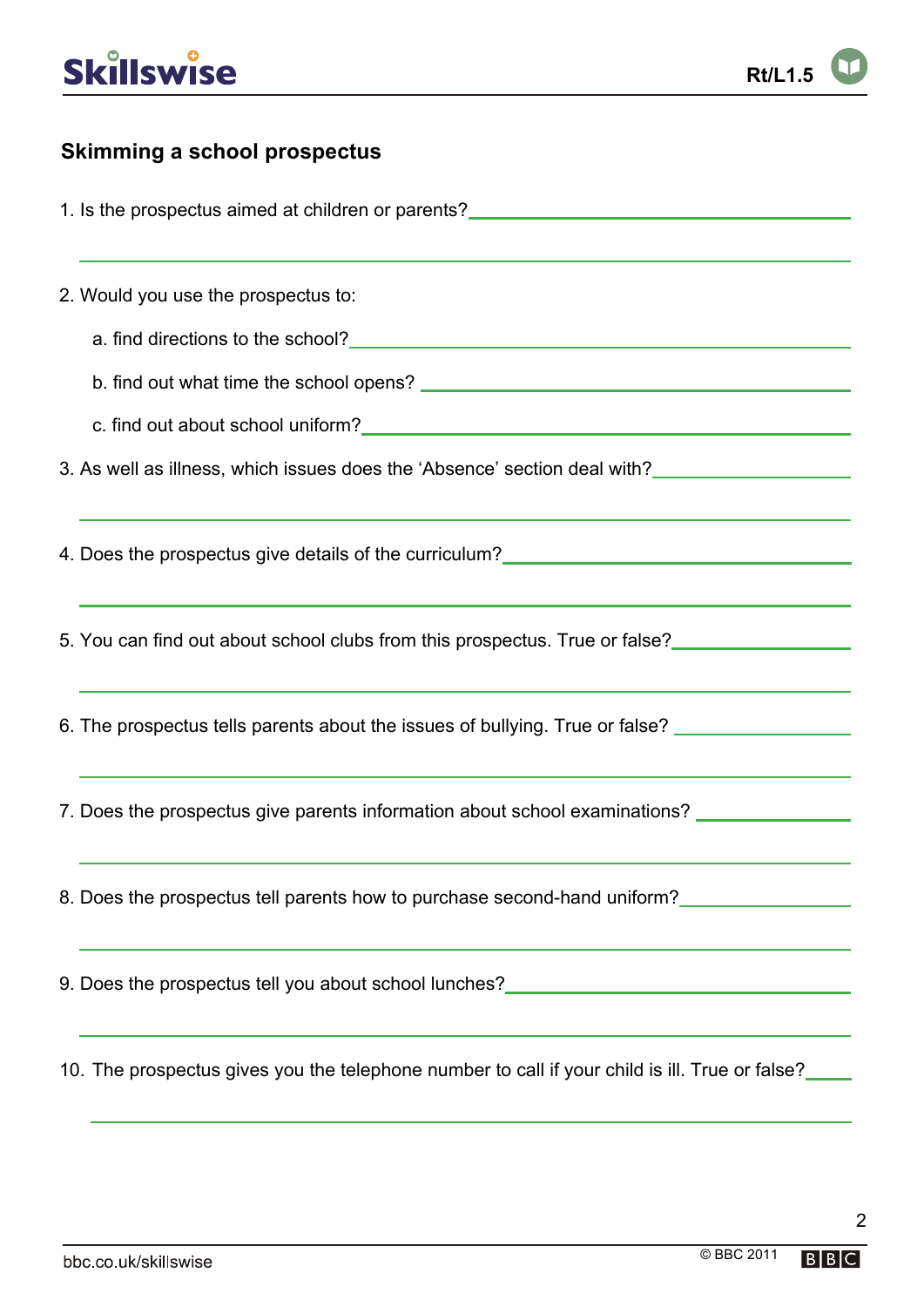## Skimming a school prospectus

1. Is the prospectus aimed at children or parents? \_\_\_\_\_\_\_\_\_\_\_\_\_\_\_\_\_\_\_\_

2. Would you use the prospectus to:

   a. find directions to the school? \_\_\_\_\_\_\_\_\_\_\_\_\_\_\_\_\_\_\_\_

   b. find out what time the school opens? \_\_\_\_\_\_\_\_\_\_\_\_\_\_\_\_\_\_\_\_

   c. find out about school uniform? \_\_\_\_\_\_\_\_\_\_\_\_\_\_\_\_\_\_\_\_

3. As well as illness, which issues does the 'Absence' section deal with? \_\_\_\_\_\_\_\_\_\_\_\_\_\_\_\_\_\_\_\_

4. Does the prospectus give details of the curriculum? \_\_\_\_\_\_\_\_\_\_\_\_\_\_\_\_\_\_\_\_

5. You can find out about school clubs from this prospectus. True or false? \_\_\_\_\_\_\_\_\_\_\_\_\_\_\_\_\_\_\_\_

6. The prospectus tells parents about the issues of bullying. True or false? \_\_\_\_\_\_\_\_\_\_\_\_\_\_\_\_\_\_\_\_

7. Does the prospectus give parents information about school examinations? \_\_\_\_\_\_\_\_\_\_\_\_\_\_\_\_\_\_\_\_

8. Does the prospectus tell parents how to purchase second-hand uniform? \_\_\_\_\_\_\_\_\_\_\_\_\_\_\_\_\_\_\_\_

9. Does the prospectus tell you about school lunches? \_\_\_\_\_\_\_\_\_\_\_\_\_\_\_\_\_\_\_\_

10. The prospectus gives you the telephone number to call if your child is ill. True or false? \_\_\_\_\_\_\_\_\_\_\_\_\_\_\_\_\_\_\_\_